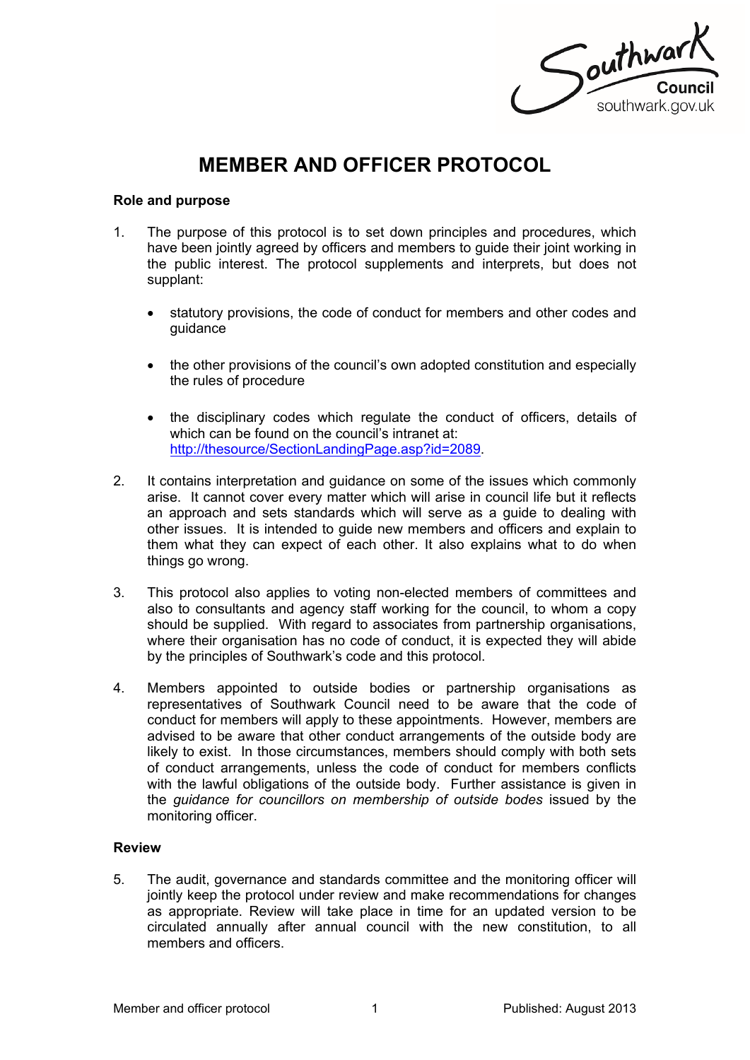# MEMBER AND OFFICER PROTOCOL

**Role and purpose**

1. The purpose of this protocol is to set down principles and procedures, which have been jointly agreed by officers and members to guide their joint working in the public interest. The protocol supplements and interprets, but does not supplant:

   - statutory provisions, the code of conduct for members and other codes and guidance

   - the other provisions of the council's own adopted constitution and especially the rules of procedure

   - the disciplinary codes which regulate the conduct of officers, details of which can be found on the council's intranet at: http://thesource/SectionLandingPage.asp?id=2089.

2. It contains interpretation and guidance on some of the issues which commonly arise. It cannot cover every matter which will arise in council life but it reflects an approach and sets standards which will serve as a guide to dealing with other issues. It is intended to guide new members and officers and explain to them what they can expect of each other. It also explains what to do when things go wrong.

3. This protocol also applies to voting non-elected members of committees and also to consultants and agency staff working for the council, to whom a copy should be supplied. With regard to associates from partnership organisations, where their organisation has no code of conduct, it is expected they will abide by the principles of Southwark's code and this protocol.

4. Members appointed to outside bodies or partnership organisations as representatives of Southwark Council need to be aware that the code of conduct for members will apply to these appointments. However, members are advised to be aware that other conduct arrangements of the outside body are likely to exist. In those circumstances, members should comply with both sets of conduct arrangements, unless the code of conduct for members conflicts with the lawful obligations of the outside body. Further assistance is given in the *guidance for councillors on membership of outside bodes* issued by the monitoring officer.

**Review**

5. The audit, governance and standards committee and the monitoring officer will jointly keep the protocol under review and make recommendations for changes as appropriate. Review will take place in time for an updated version to be circulated annually after annual council with the new constitution, to all members and officers.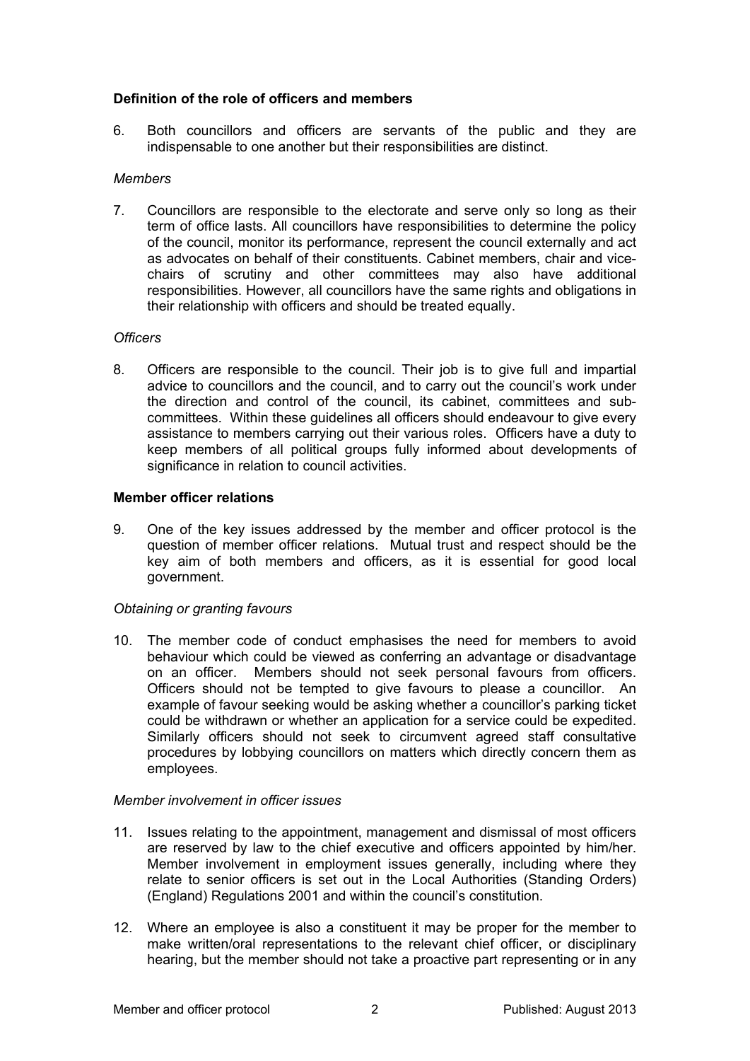## Definition of the role of officers and members

6. Both councillors and officers are servants of the public and they are indispensable to one another but their responsibilities are distinct.

*Members*

7. Councillors are responsible to the electorate and serve only so long as their term of office lasts. All councillors have responsibilities to determine the policy of the council, monitor its performance, represent the council externally and act as advocates on behalf of their constituents. Cabinet members, chair and vice-chairs of scrutiny and other committees may also have additional responsibilities. However, all councillors have the same rights and obligations in their relationship with officers and should be treated equally.

*Officers*

8. Officers are responsible to the council. Their job is to give full and impartial advice to councillors and the council, and to carry out the council's work under the direction and control of the council, its cabinet, committees and sub-committees. Within these guidelines all officers should endeavour to give every assistance to members carrying out their various roles. Officers have a duty to keep members of all political groups fully informed about developments of significance in relation to council activities.

## Member officer relations

9. One of the key issues addressed by the member and officer protocol is the question of member officer relations. Mutual trust and respect should be the key aim of both members and officers, as it is essential for good local government.

*Obtaining or granting favours*

10. The member code of conduct emphasises the need for members to avoid behaviour which could be viewed as conferring an advantage or disadvantage on an officer. Members should not seek personal favours from officers. Officers should not be tempted to give favours to please a councillor. An example of favour seeking would be asking whether a councillor's parking ticket could be withdrawn or whether an application for a service could be expedited. Similarly officers should not seek to circumvent agreed staff consultative procedures by lobbying councillors on matters which directly concern them as employees.

*Member involvement in officer issues*

11. Issues relating to the appointment, management and dismissal of most officers are reserved by law to the chief executive and officers appointed by him/her. Member involvement in employment issues generally, including where they relate to senior officers is set out in the Local Authorities (Standing Orders) (England) Regulations 2001 and within the council's constitution.

12. Where an employee is also a constituent it may be proper for the member to make written/oral representations to the relevant chief officer, or disciplinary hearing, but the member should not take a proactive part representing or in any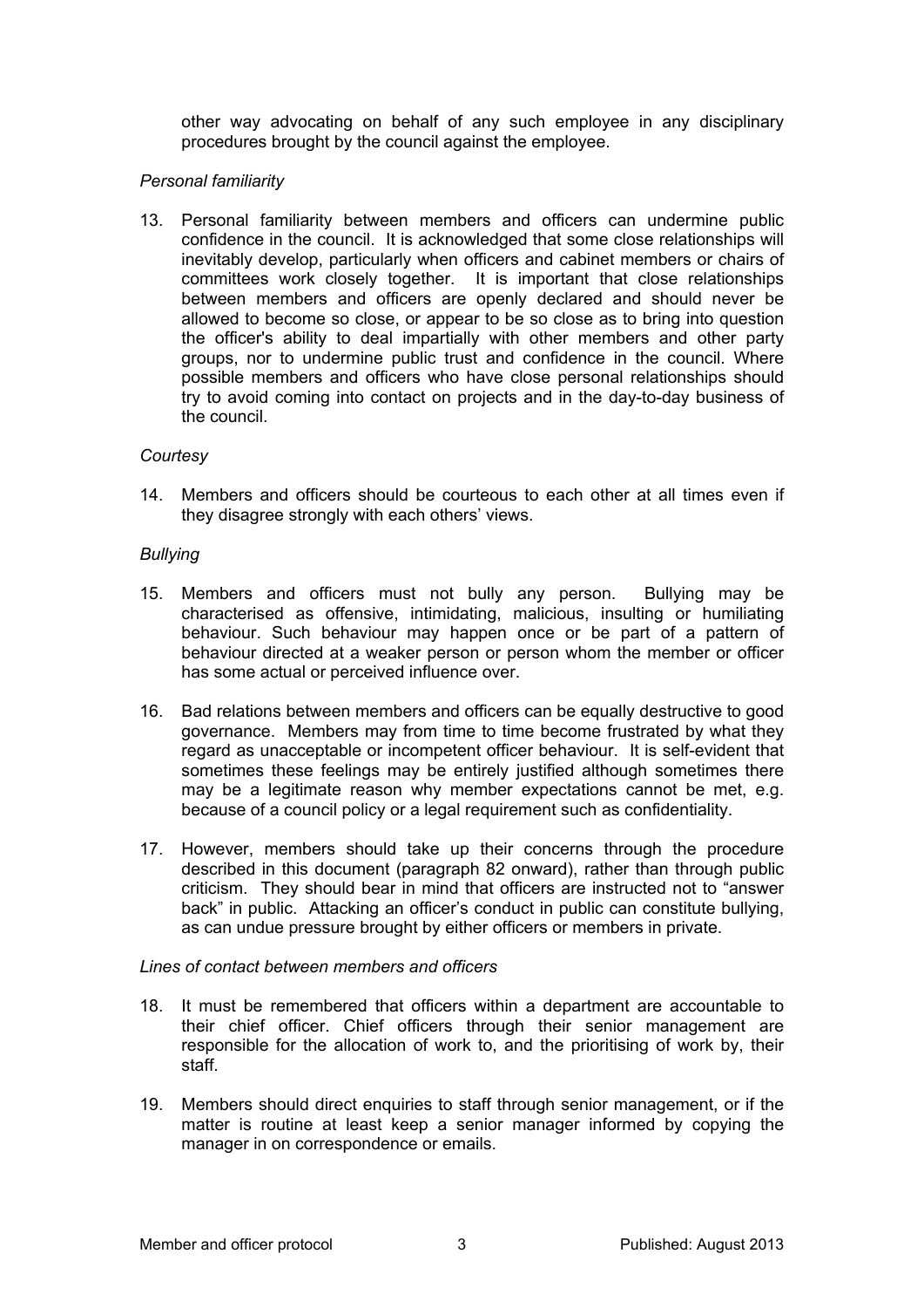other way advocating on behalf of any such employee in any disciplinary procedures brought by the council against the employee.

*Personal familiarity*

13. Personal familiarity between members and officers can undermine public confidence in the council. It is acknowledged that some close relationships will inevitably develop, particularly when officers and cabinet members or chairs of committees work closely together. It is important that close relationships between members and officers are openly declared and should never be allowed to become so close, or appear to be so close as to bring into question the officer's ability to deal impartially with other members and other party groups, nor to undermine public trust and confidence in the council. Where possible members and officers who have close personal relationships should try to avoid coming into contact on projects and in the day-to-day business of the council.

*Courtesy*

14. Members and officers should be courteous to each other at all times even if they disagree strongly with each others' views.

*Bullying*

15. Members and officers must not bully any person. Bullying may be characterised as offensive, intimidating, malicious, insulting or humiliating behaviour. Such behaviour may happen once or be part of a pattern of behaviour directed at a weaker person or person whom the member or officer has some actual or perceived influence over.

16. Bad relations between members and officers can be equally destructive to good governance. Members may from time to time become frustrated by what they regard as unacceptable or incompetent officer behaviour. It is self-evident that sometimes these feelings may be entirely justified although sometimes there may be a legitimate reason why member expectations cannot be met, e.g. because of a council policy or a legal requirement such as confidentiality.

17. However, members should take up their concerns through the procedure described in this document (paragraph 82 onward), rather than through public criticism. They should bear in mind that officers are instructed not to "answer back" in public. Attacking an officer's conduct in public can constitute bullying, as can undue pressure brought by either officers or members in private.

*Lines of contact between members and officers*

18. It must be remembered that officers within a department are accountable to their chief officer. Chief officers through their senior management are responsible for the allocation of work to, and the prioritising of work by, their staff.

19. Members should direct enquiries to staff through senior management, or if the matter is routine at least keep a senior manager informed by copying the manager in on correspondence or emails.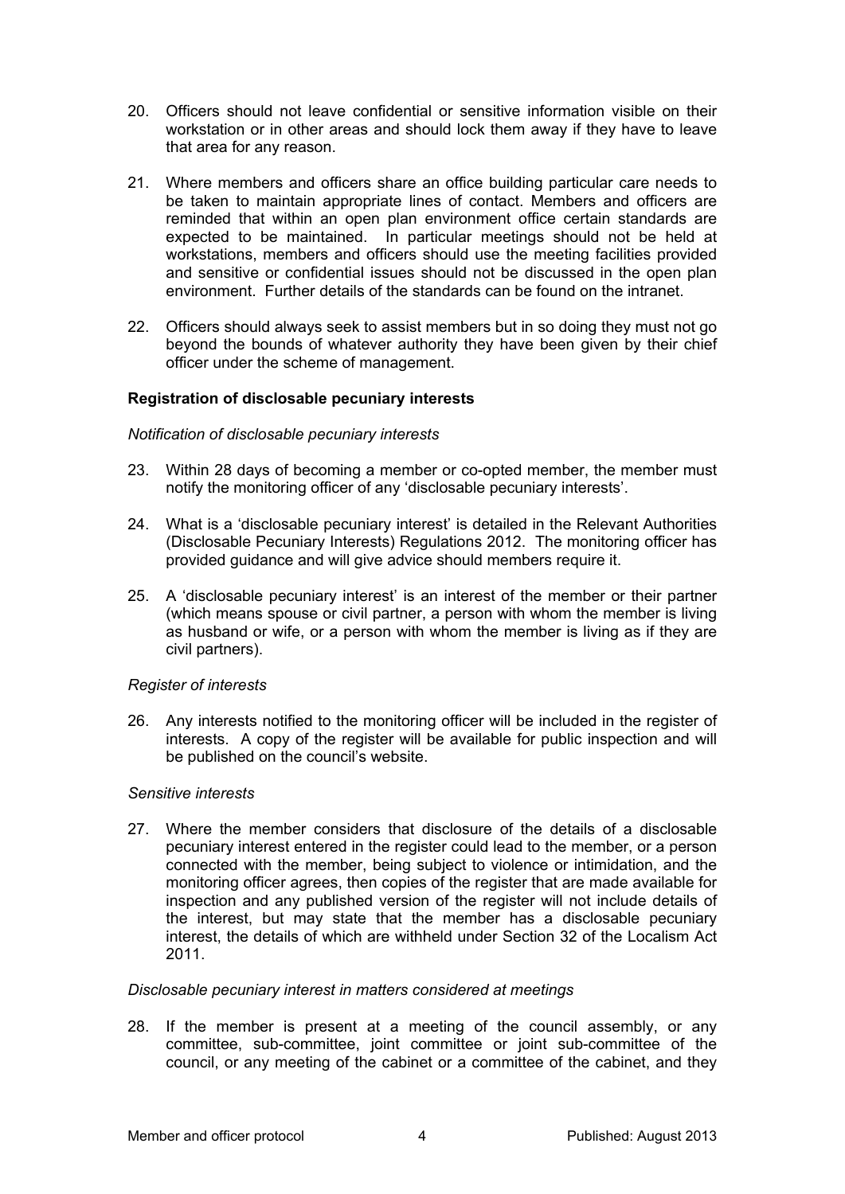20. Officers should not leave confidential or sensitive information visible on their workstation or in other areas and should lock them away if they have to leave that area for any reason.

21. Where members and officers share an office building particular care needs to be taken to maintain appropriate lines of contact. Members and officers are reminded that within an open plan environment office certain standards are expected to be maintained. In particular meetings should not be held at workstations, members and officers should use the meeting facilities provided and sensitive or confidential issues should not be discussed in the open plan environment. Further details of the standards can be found on the intranet.

22. Officers should always seek to assist members but in so doing they must not go beyond the bounds of whatever authority they have been given by their chief officer under the scheme of management.

**Registration of disclosable pecuniary interests**

*Notification of disclosable pecuniary interests*

23. Within 28 days of becoming a member or co-opted member, the member must notify the monitoring officer of any 'disclosable pecuniary interests'.

24. What is a 'disclosable pecuniary interest' is detailed in the Relevant Authorities (Disclosable Pecuniary Interests) Regulations 2012. The monitoring officer has provided guidance and will give advice should members require it.

25. A 'disclosable pecuniary interest' is an interest of the member or their partner (which means spouse or civil partner, a person with whom the member is living as husband or wife, or a person with whom the member is living as if they are civil partners).

*Register of interests*

26. Any interests notified to the monitoring officer will be included in the register of interests. A copy of the register will be available for public inspection and will be published on the council's website.

*Sensitive interests*

27. Where the member considers that disclosure of the details of a disclosable pecuniary interest entered in the register could lead to the member, or a person connected with the member, being subject to violence or intimidation, and the monitoring officer agrees, then copies of the register that are made available for inspection and any published version of the register will not include details of the interest, but may state that the member has a disclosable pecuniary interest, the details of which are withheld under Section 32 of the Localism Act 2011.

*Disclosable pecuniary interest in matters considered at meetings*

28. If the member is present at a meeting of the council assembly, or any committee, sub-committee, joint committee or joint sub-committee of the council, or any meeting of the cabinet or a committee of the cabinet, and they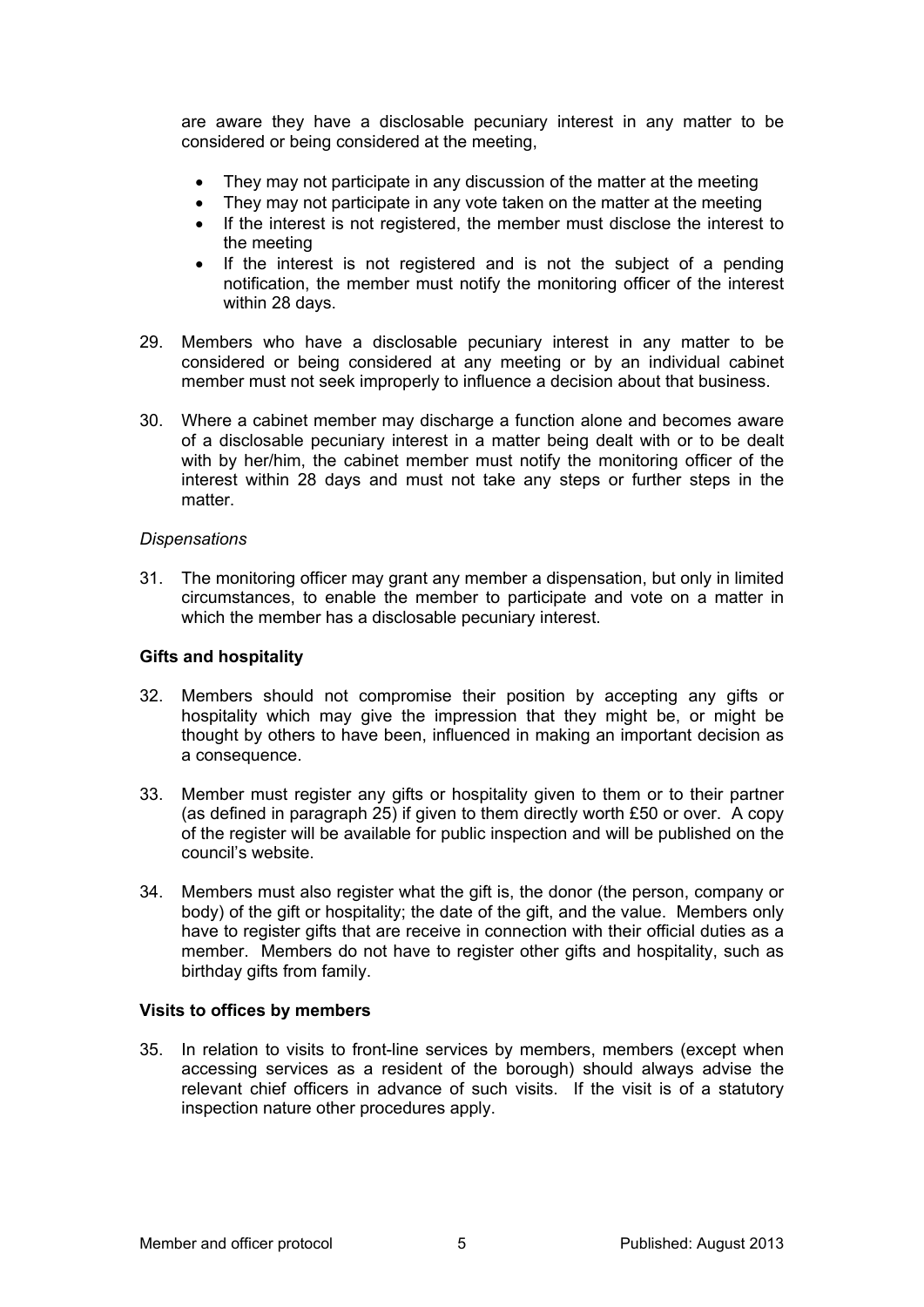are aware they have a disclosable pecuniary interest in any matter to be considered or being considered at the meeting,

- They may not participate in any discussion of the matter at the meeting
- They may not participate in any vote taken on the matter at the meeting
- If the interest is not registered, the member must disclose the interest to the meeting
- If the interest is not registered and is not the subject of a pending notification, the member must notify the monitoring officer of the interest within 28 days.

29. Members who have a disclosable pecuniary interest in any matter to be considered or being considered at any meeting or by an individual cabinet member must not seek improperly to influence a decision about that business.

30. Where a cabinet member may discharge a function alone and becomes aware of a disclosable pecuniary interest in a matter being dealt with or to be dealt with by her/him, the cabinet member must notify the monitoring officer of the interest within 28 days and must not take any steps or further steps in the matter.

*Dispensations*

31. The monitoring officer may grant any member a dispensation, but only in limited circumstances, to enable the member to participate and vote on a matter in which the member has a disclosable pecuniary interest.

**Gifts and hospitality**

32. Members should not compromise their position by accepting any gifts or hospitality which may give the impression that they might be, or might be thought by others to have been, influenced in making an important decision as a consequence.

33. Member must register any gifts or hospitality given to them or to their partner (as defined in paragraph 25) if given to them directly worth £50 or over. A copy of the register will be available for public inspection and will be published on the council's website.

34. Members must also register what the gift is, the donor (the person, company or body) of the gift or hospitality; the date of the gift, and the value. Members only have to register gifts that are receive in connection with their official duties as a member. Members do not have to register other gifts and hospitality, such as birthday gifts from family.

**Visits to offices by members**

35. In relation to visits to front-line services by members, members (except when accessing services as a resident of the borough) should always advise the relevant chief officers in advance of such visits. If the visit is of a statutory inspection nature other procedures apply.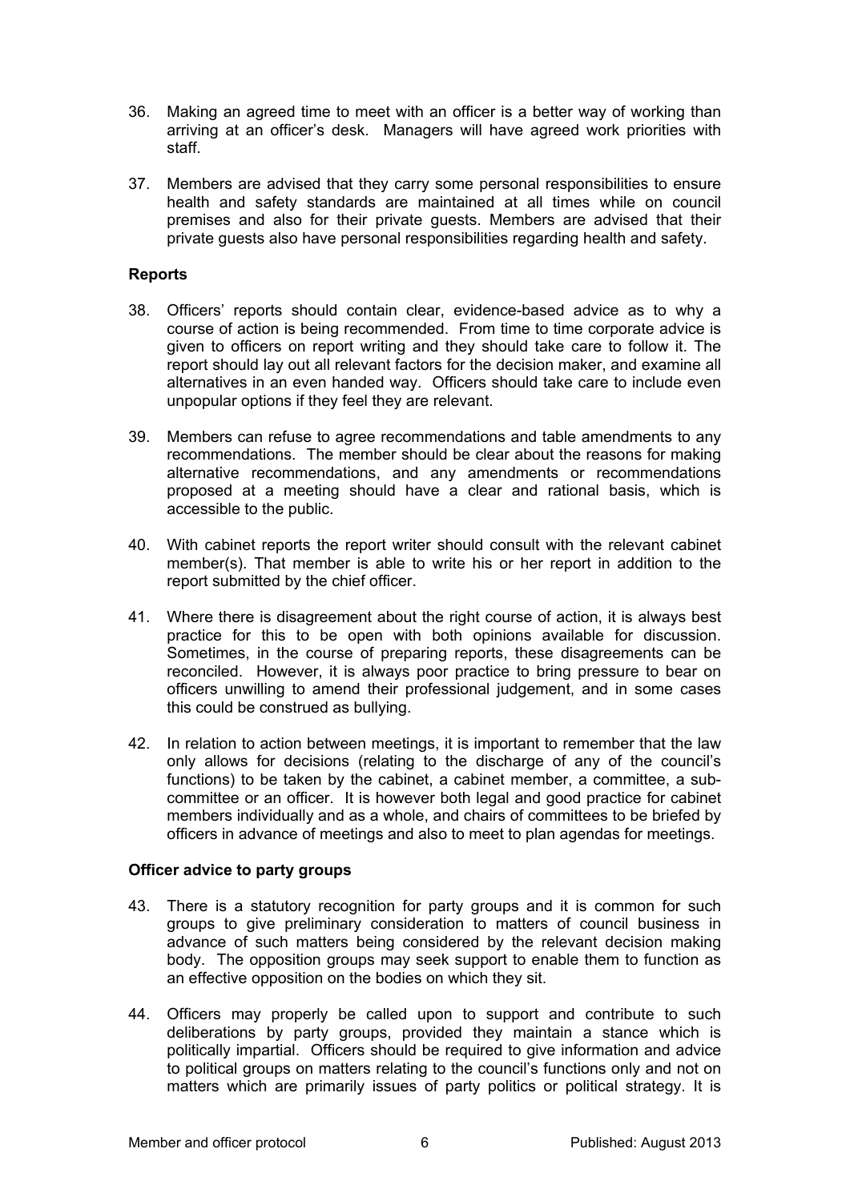36. Making an agreed time to meet with an officer is a better way of working than arriving at an officer's desk. Managers will have agreed work priorities with staff.

37. Members are advised that they carry some personal responsibilities to ensure health and safety standards are maintained at all times while on council premises and also for their private guests. Members are advised that their private guests also have personal responsibilities regarding health and safety.

### Reports

38. Officers' reports should contain clear, evidence-based advice as to why a course of action is being recommended. From time to time corporate advice is given to officers on report writing and they should take care to follow it. The report should lay out all relevant factors for the decision maker, and examine all alternatives in an even handed way. Officers should take care to include even unpopular options if they feel they are relevant.

39. Members can refuse to agree recommendations and table amendments to any recommendations. The member should be clear about the reasons for making alternative recommendations, and any amendments or recommendations proposed at a meeting should have a clear and rational basis, which is accessible to the public.

40. With cabinet reports the report writer should consult with the relevant cabinet member(s). That member is able to write his or her report in addition to the report submitted by the chief officer.

41. Where there is disagreement about the right course of action, it is always best practice for this to be open with both opinions available for discussion. Sometimes, in the course of preparing reports, these disagreements can be reconciled. However, it is always poor practice to bring pressure to bear on officers unwilling to amend their professional judgement, and in some cases this could be construed as bullying.

42. In relation to action between meetings, it is important to remember that the law only allows for decisions (relating to the discharge of any of the council's functions) to be taken by the cabinet, a cabinet member, a committee, a sub-committee or an officer. It is however both legal and good practice for cabinet members individually and as a whole, and chairs of committees to be briefed by officers in advance of meetings and also to meet to plan agendas for meetings.

### Officer advice to party groups

43. There is a statutory recognition for party groups and it is common for such groups to give preliminary consideration to matters of council business in advance of such matters being considered by the relevant decision making body. The opposition groups may seek support to enable them to function as an effective opposition on the bodies on which they sit.

44. Officers may properly be called upon to support and contribute to such deliberations by party groups, provided they maintain a stance which is politically impartial. Officers should be required to give information and advice to political groups on matters relating to the council's functions only and not on matters which are primarily issues of party politics or political strategy. It is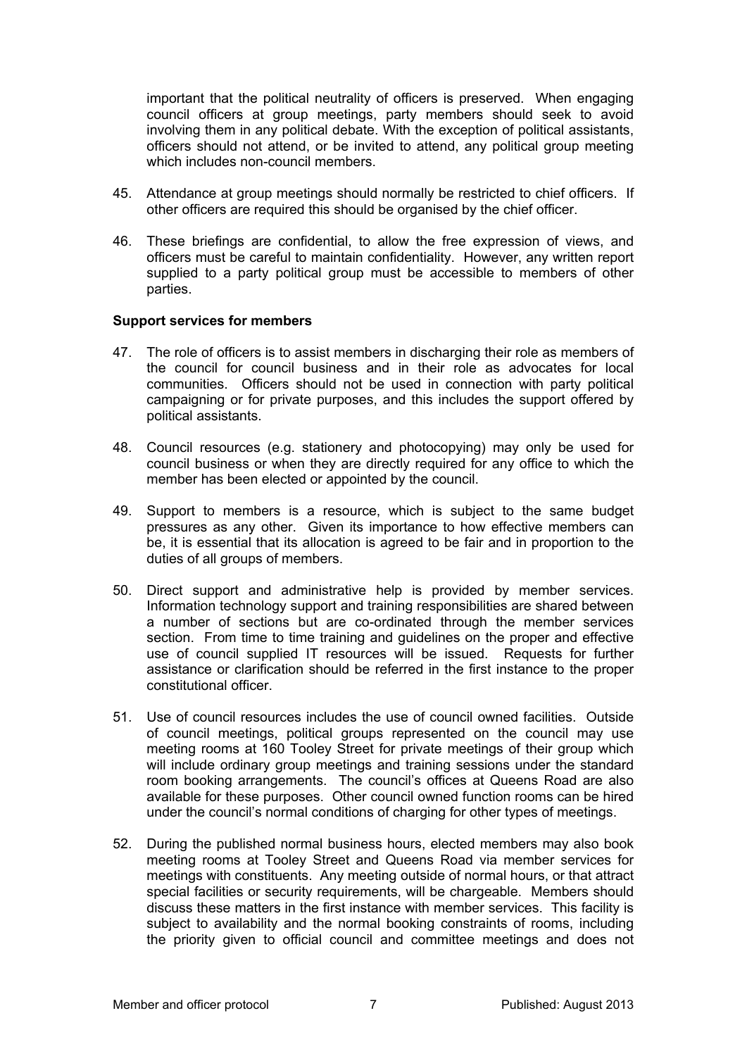important that the political neutrality of officers is preserved. When engaging council officers at group meetings, party members should seek to avoid involving them in any political debate. With the exception of political assistants, officers should not attend, or be invited to attend, any political group meeting which includes non-council members.

45. Attendance at group meetings should normally be restricted to chief officers. If other officers are required this should be organised by the chief officer.

46. These briefings are confidential, to allow the free expression of views, and officers must be careful to maintain confidentiality. However, any written report supplied to a party political group must be accessible to members of other parties.

**Support services for members**

47. The role of officers is to assist members in discharging their role as members of the council for council business and in their role as advocates for local communities. Officers should not be used in connection with party political campaigning or for private purposes, and this includes the support offered by political assistants.

48. Council resources (e.g. stationery and photocopying) may only be used for council business or when they are directly required for any office to which the member has been elected or appointed by the council.

49. Support to members is a resource, which is subject to the same budget pressures as any other. Given its importance to how effective members can be, it is essential that its allocation is agreed to be fair and in proportion to the duties of all groups of members.

50. Direct support and administrative help is provided by member services. Information technology support and training responsibilities are shared between a number of sections but are co-ordinated through the member services section. From time to time training and guidelines on the proper and effective use of council supplied IT resources will be issued. Requests for further assistance or clarification should be referred in the first instance to the proper constitutional officer.

51. Use of council resources includes the use of council owned facilities. Outside of council meetings, political groups represented on the council may use meeting rooms at 160 Tooley Street for private meetings of their group which will include ordinary group meetings and training sessions under the standard room booking arrangements. The council's offices at Queens Road are also available for these purposes. Other council owned function rooms can be hired under the council's normal conditions of charging for other types of meetings.

52. During the published normal business hours, elected members may also book meeting rooms at Tooley Street and Queens Road via member services for meetings with constituents. Any meeting outside of normal hours, or that attract special facilities or security requirements, will be chargeable. Members should discuss these matters in the first instance with member services. This facility is subject to availability and the normal booking constraints of rooms, including the priority given to official council and committee meetings and does not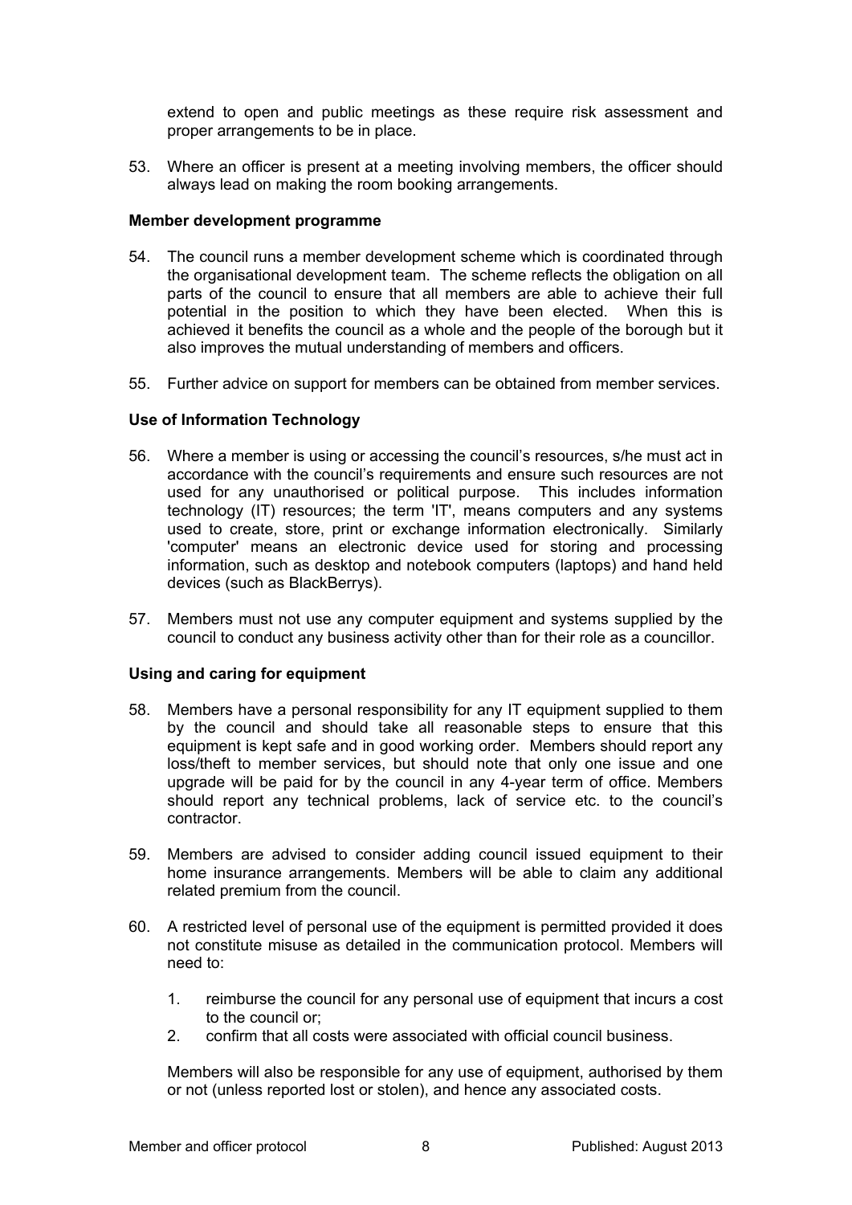extend to open and public meetings as these require risk assessment and proper arrangements to be in place.

53. Where an officer is present at a meeting involving members, the officer should always lead on making the room booking arrangements.

**Member development programme**

54. The council runs a member development scheme which is coordinated through the organisational development team. The scheme reflects the obligation on all parts of the council to ensure that all members are able to achieve their full potential in the position to which they have been elected. When this is achieved it benefits the council as a whole and the people of the borough but it also improves the mutual understanding of members and officers.

55. Further advice on support for members can be obtained from member services.

**Use of Information Technology**

56. Where a member is using or accessing the council's resources, s/he must act in accordance with the council's requirements and ensure such resources are not used for any unauthorised or political purpose. This includes information technology (IT) resources; the term 'IT', means computers and any systems used to create, store, print or exchange information electronically. Similarly 'computer' means an electronic device used for storing and processing information, such as desktop and notebook computers (laptops) and hand held devices (such as BlackBerrys).

57. Members must not use any computer equipment and systems supplied by the council to conduct any business activity other than for their role as a councillor.

**Using and caring for equipment**

58. Members have a personal responsibility for any IT equipment supplied to them by the council and should take all reasonable steps to ensure that this equipment is kept safe and in good working order. Members should report any loss/theft to member services, but should note that only one issue and one upgrade will be paid for by the council in any 4-year term of office. Members should report any technical problems, lack of service etc. to the council's contractor.

59. Members are advised to consider adding council issued equipment to their home insurance arrangements. Members will be able to claim any additional related premium from the council.

60. A restricted level of personal use of the equipment is permitted provided it does not constitute misuse as detailed in the communication protocol. Members will need to:

    1. reimburse the council for any personal use of equipment that incurs a cost to the council or;
    2. confirm that all costs were associated with official council business.

    Members will also be responsible for any use of equipment, authorised by them or not (unless reported lost or stolen), and hence any associated costs.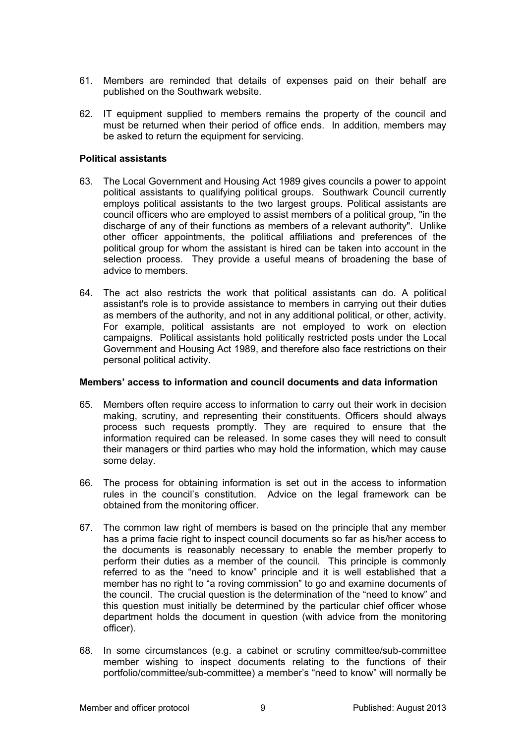61. Members are reminded that details of expenses paid on their behalf are published on the Southwark website.

62. IT equipment supplied to members remains the property of the council and must be returned when their period of office ends. In addition, members may be asked to return the equipment for servicing.

**Political assistants**

63. The Local Government and Housing Act 1989 gives councils a power to appoint political assistants to qualifying political groups. Southwark Council currently employs political assistants to the two largest groups. Political assistants are council officers who are employed to assist members of a political group, "in the discharge of any of their functions as members of a relevant authority". Unlike other officer appointments, the political affiliations and preferences of the political group for whom the assistant is hired can be taken into account in the selection process. They provide a useful means of broadening the base of advice to members.

64. The act also restricts the work that political assistants can do. A political assistant's role is to provide assistance to members in carrying out their duties as members of the authority, and not in any additional political, or other, activity. For example, political assistants are not employed to work on election campaigns. Political assistants hold politically restricted posts under the Local Government and Housing Act 1989, and therefore also face restrictions on their personal political activity.

**Members' access to information and council documents and data information**

65. Members often require access to information to carry out their work in decision making, scrutiny, and representing their constituents. Officers should always process such requests promptly. They are required to ensure that the information required can be released. In some cases they will need to consult their managers or third parties who may hold the information, which may cause some delay.

66. The process for obtaining information is set out in the access to information rules in the council's constitution. Advice on the legal framework can be obtained from the monitoring officer.

67. The common law right of members is based on the principle that any member has a prima facie right to inspect council documents so far as his/her access to the documents is reasonably necessary to enable the member properly to perform their duties as a member of the council. This principle is commonly referred to as the "need to know" principle and it is well established that a member has no right to "a roving commission" to go and examine documents of the council. The crucial question is the determination of the "need to know" and this question must initially be determined by the particular chief officer whose department holds the document in question (with advice from the monitoring officer).

68. In some circumstances (e.g. a cabinet or scrutiny committee/sub-committee member wishing to inspect documents relating to the functions of their portfolio/committee/sub-committee) a member's "need to know" will normally be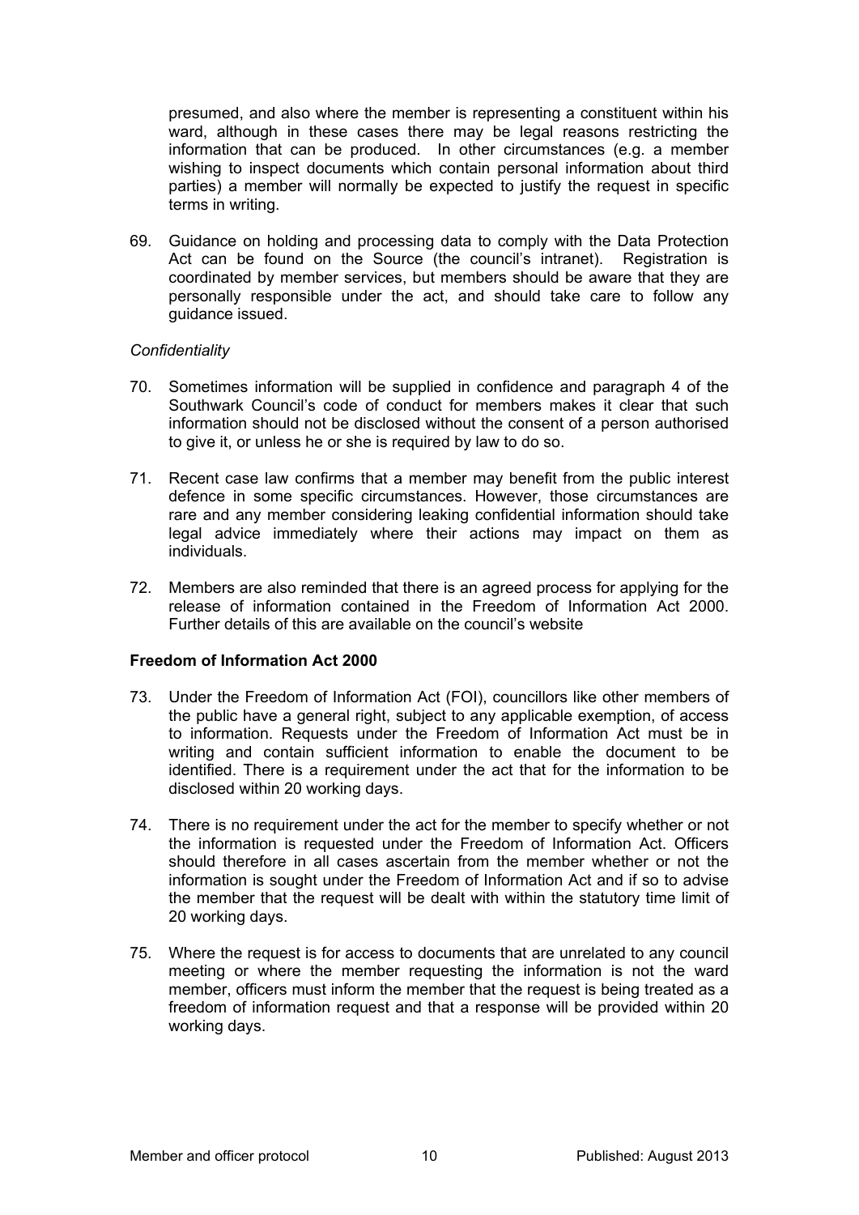presumed, and also where the member is representing a constituent within his ward, although in these cases there may be legal reasons restricting the information that can be produced. In other circumstances (e.g. a member wishing to inspect documents which contain personal information about third parties) a member will normally be expected to justify the request in specific terms in writing.

69. Guidance on holding and processing data to comply with the Data Protection Act can be found on the Source (the council's intranet). Registration is coordinated by member services, but members should be aware that they are personally responsible under the act, and should take care to follow any guidance issued.

*Confidentiality*

70. Sometimes information will be supplied in confidence and paragraph 4 of the Southwark Council's code of conduct for members makes it clear that such information should not be disclosed without the consent of a person authorised to give it, or unless he or she is required by law to do so.

71. Recent case law confirms that a member may benefit from the public interest defence in some specific circumstances. However, those circumstances are rare and any member considering leaking confidential information should take legal advice immediately where their actions may impact on them as individuals.

72. Members are also reminded that there is an agreed process for applying for the release of information contained in the Freedom of Information Act 2000. Further details of this are available on the council's website

**Freedom of Information Act 2000**

73. Under the Freedom of Information Act (FOI), councillors like other members of the public have a general right, subject to any applicable exemption, of access to information. Requests under the Freedom of Information Act must be in writing and contain sufficient information to enable the document to be identified. There is a requirement under the act that for the information to be disclosed within 20 working days.

74. There is no requirement under the act for the member to specify whether or not the information is requested under the Freedom of Information Act. Officers should therefore in all cases ascertain from the member whether or not the information is sought under the Freedom of Information Act and if so to advise the member that the request will be dealt with within the statutory time limit of 20 working days.

75. Where the request is for access to documents that are unrelated to any council meeting or where the member requesting the information is not the ward member, officers must inform the member that the request is being treated as a freedom of information request and that a response will be provided within 20 working days.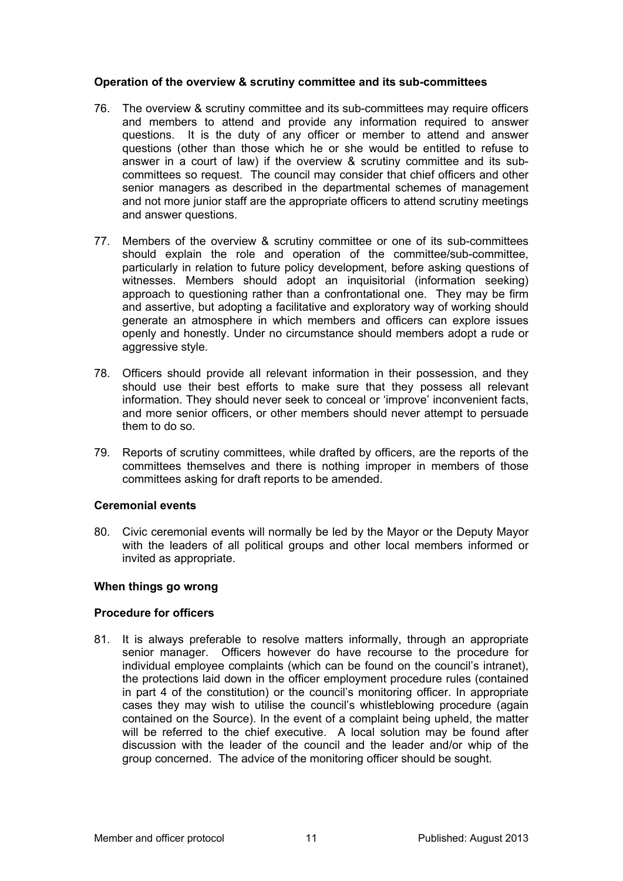**Operation of the overview & scrutiny committee and its sub-committees**

76. The overview & scrutiny committee and its sub-committees may require officers and members to attend and provide any information required to answer questions. It is the duty of any officer or member to attend and answer questions (other than those which he or she would be entitled to refuse to answer in a court of law) if the overview & scrutiny committee and its sub-committees so request. The council may consider that chief officers and other senior managers as described in the departmental schemes of management and not more junior staff are the appropriate officers to attend scrutiny meetings and answer questions.

77. Members of the overview & scrutiny committee or one of its sub-committees should explain the role and operation of the committee/sub-committee, particularly in relation to future policy development, before asking questions of witnesses. Members should adopt an inquisitorial (information seeking) approach to questioning rather than a confrontational one. They may be firm and assertive, but adopting a facilitative and exploratory way of working should generate an atmosphere in which members and officers can explore issues openly and honestly. Under no circumstance should members adopt a rude or aggressive style.

78. Officers should provide all relevant information in their possession, and they should use their best efforts to make sure that they possess all relevant information. They should never seek to conceal or 'improve' inconvenient facts, and more senior officers, or other members should never attempt to persuade them to do so.

79. Reports of scrutiny committees, while drafted by officers, are the reports of the committees themselves and there is nothing improper in members of those committees asking for draft reports to be amended.

**Ceremonial events**

80. Civic ceremonial events will normally be led by the Mayor or the Deputy Mayor with the leaders of all political groups and other local members informed or invited as appropriate.

**When things go wrong**

**Procedure for officers**

81. It is always preferable to resolve matters informally, through an appropriate senior manager. Officers however do have recourse to the procedure for individual employee complaints (which can be found on the council's intranet), the protections laid down in the officer employment procedure rules (contained in part 4 of the constitution) or the council's monitoring officer. In appropriate cases they may wish to utilise the council's whistleblowing procedure (again contained on the Source). In the event of a complaint being upheld, the matter will be referred to the chief executive. A local solution may be found after discussion with the leader of the council and the leader and/or whip of the group concerned. The advice of the monitoring officer should be sought.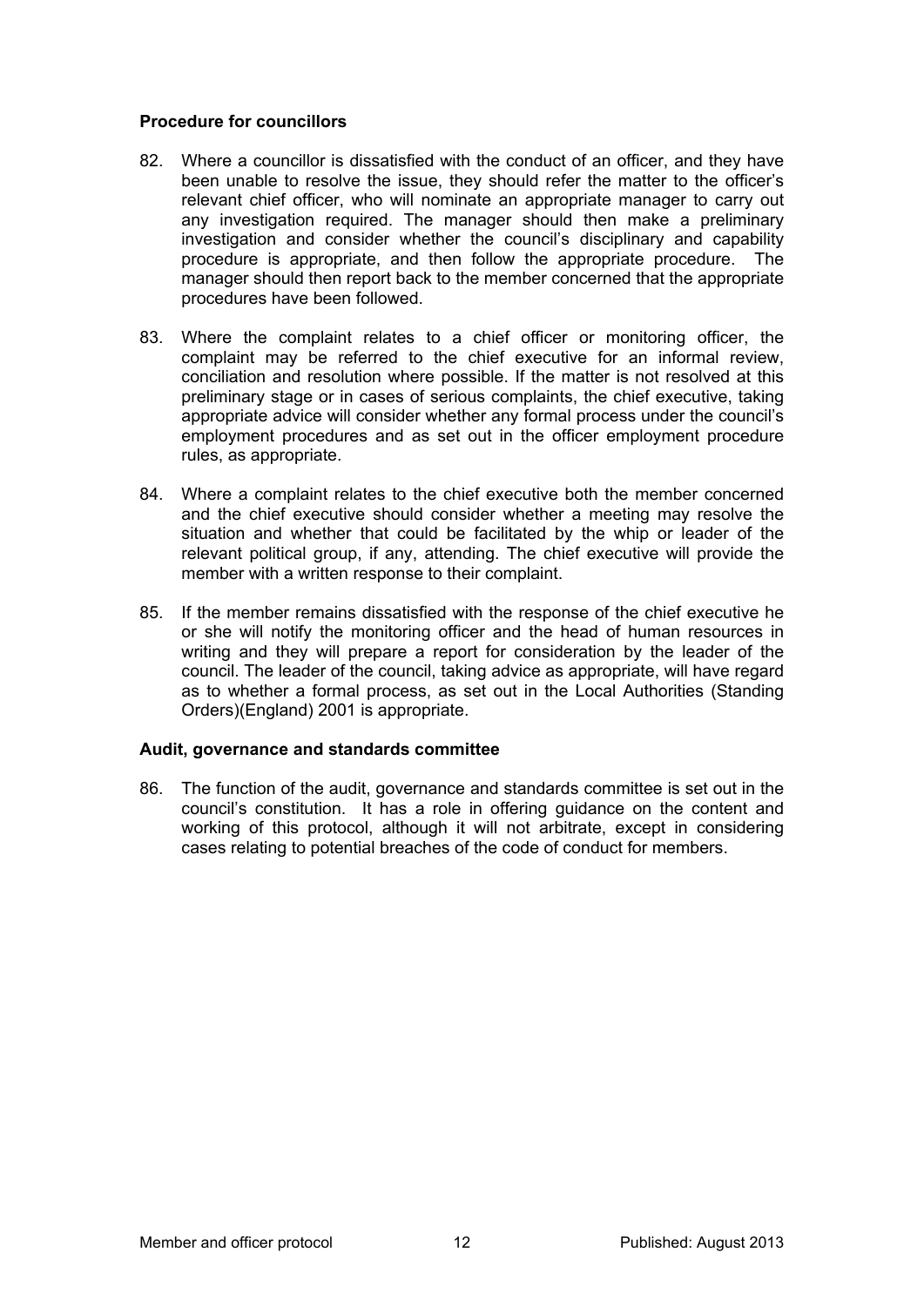### Procedure for councillors

82. Where a councillor is dissatisfied with the conduct of an officer, and they have been unable to resolve the issue, they should refer the matter to the officer's relevant chief officer, who will nominate an appropriate manager to carry out any investigation required. The manager should then make a preliminary investigation and consider whether the council's disciplinary and capability procedure is appropriate, and then follow the appropriate procedure. The manager should then report back to the member concerned that the appropriate procedures have been followed.

83. Where the complaint relates to a chief officer or monitoring officer, the complaint may be referred to the chief executive for an informal review, conciliation and resolution where possible. If the matter is not resolved at this preliminary stage or in cases of serious complaints, the chief executive, taking appropriate advice will consider whether any formal process under the council's employment procedures and as set out in the officer employment procedure rules, as appropriate.

84. Where a complaint relates to the chief executive both the member concerned and the chief executive should consider whether a meeting may resolve the situation and whether that could be facilitated by the whip or leader of the relevant political group, if any, attending. The chief executive will provide the member with a written response to their complaint.

85. If the member remains dissatisfied with the response of the chief executive he or she will notify the monitoring officer and the head of human resources in writing and they will prepare a report for consideration by the leader of the council. The leader of the council, taking advice as appropriate, will have regard as to whether a formal process, as set out in the Local Authorities (Standing Orders)(England) 2001 is appropriate.

### Audit, governance and standards committee

86. The function of the audit, governance and standards committee is set out in the council's constitution. It has a role in offering guidance on the content and working of this protocol, although it will not arbitrate, except in considering cases relating to potential breaches of the code of conduct for members.